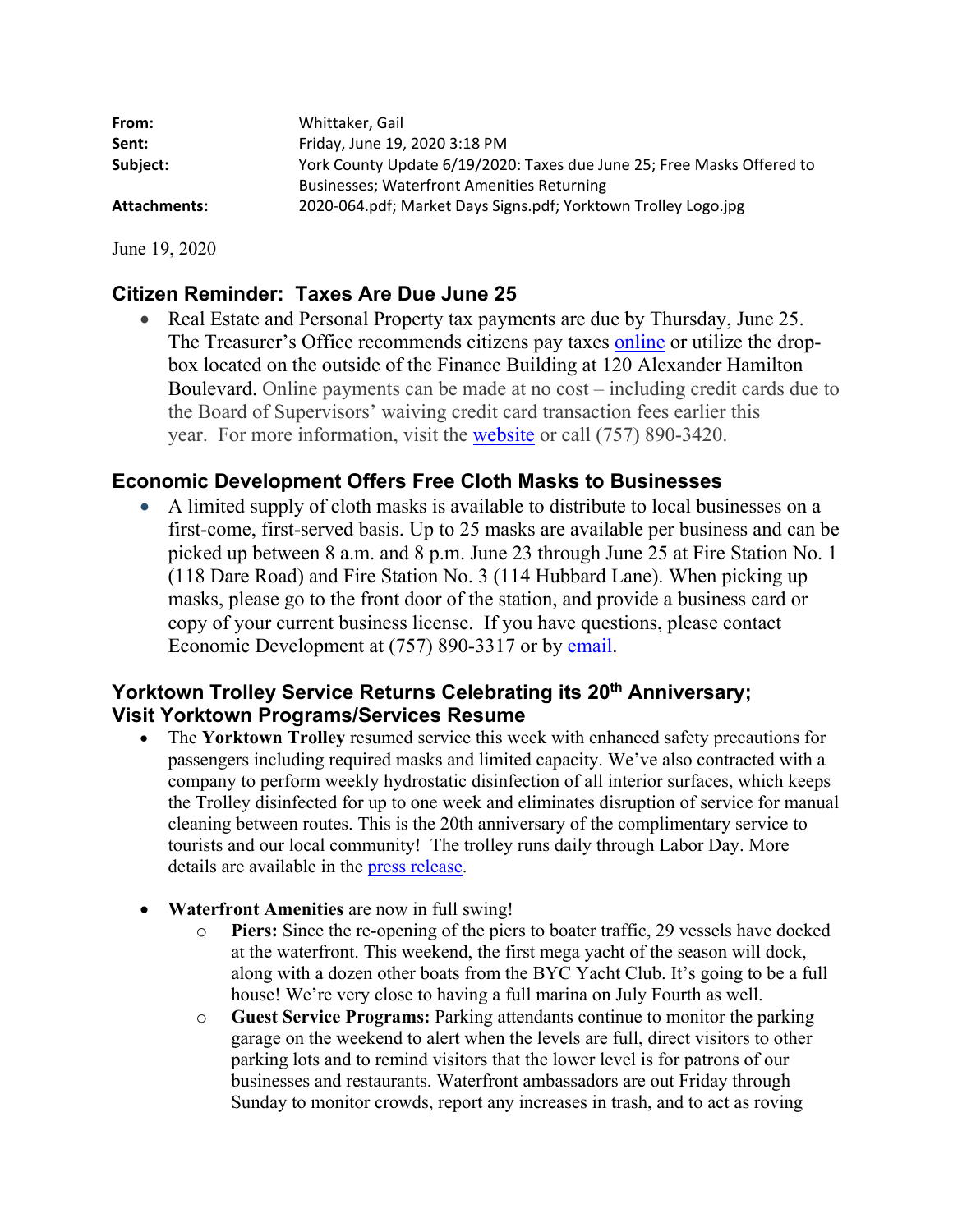| | |
|---|---|
| **From:** | Whittaker, Gail |
| **Sent:** | Friday, June 19, 2020 3:18 PM |
| **Subject:** | York County Update 6/19/2020: Taxes due June 25; Free Masks Offered to Businesses; Waterfront Amenities Returning |
| **Attachments:** | 2020-064.pdf; Market Days Signs.pdf; Yorktown Trolley Logo.jpg |

June 19, 2020

## Citizen Reminder: Taxes Are Due June 25

- Real Estate and Personal Property tax payments are due by Thursday, June 25. The Treasurer's Office recommends citizens pay taxes online or utilize the drop-box located on the outside of the Finance Building at 120 Alexander Hamilton Boulevard. Online payments can be made at no cost – including credit cards due to the Board of Supervisors' waiving credit card transaction fees earlier this year. For more information, visit the website or call (757) 890-3420.

## Economic Development Offers Free Cloth Masks to Businesses

- A limited supply of cloth masks is available to distribute to local businesses on a first-come, first-served basis. Up to 25 masks are available per business and can be picked up between 8 a.m. and 8 p.m. June 23 through June 25 at Fire Station No. 1 (118 Dare Road) and Fire Station No. 3 (114 Hubbard Lane). When picking up masks, please go to the front door of the station, and provide a business card or copy of your current business license. If you have questions, please contact Economic Development at (757) 890-3317 or by email.

## Yorktown Trolley Service Returns Celebrating its 20th Anniversary; Visit Yorktown Programs/Services Resume

- The **Yorktown Trolley** resumed service this week with enhanced safety precautions for passengers including required masks and limited capacity. We've also contracted with a company to perform weekly hydrostatic disinfection of all interior surfaces, which keeps the Trolley disinfected for up to one week and eliminates disruption of service for manual cleaning between routes. This is the 20th anniversary of the complimentary service to tourists and our local community! The trolley runs daily through Labor Day. More details are available in the press release.

- **Waterfront Amenities** are now in full swing!
  - **Piers:** Since the re-opening of the piers to boater traffic, 29 vessels have docked at the waterfront. This weekend, the first mega yacht of the season will dock, along with a dozen other boats from the BYC Yacht Club. It's going to be a full house! We're very close to having a full marina on July Fourth as well.
  - **Guest Service Programs:** Parking attendants continue to monitor the parking garage on the weekend to alert when the levels are full, direct visitors to other parking lots and to remind visitors that the lower level is for patrons of our businesses and restaurants. Waterfront ambassadors are out Friday through Sunday to monitor crowds, report any increases in trash, and to act as roving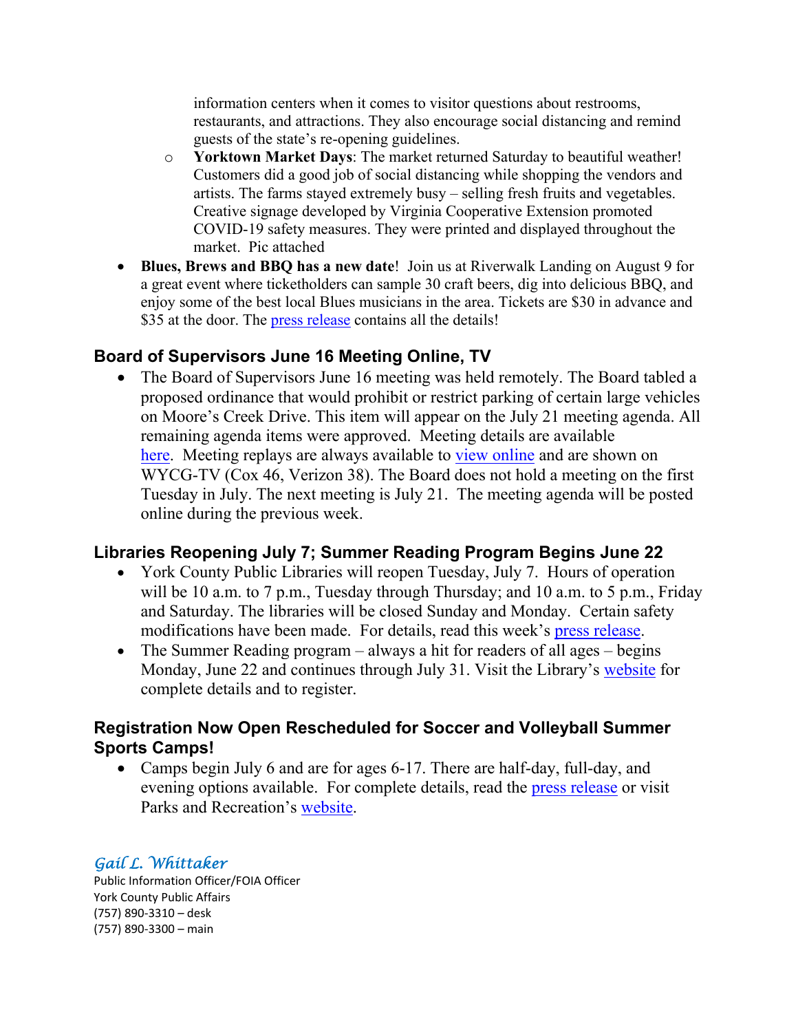information centers when it comes to visitor questions about restrooms, restaurants, and attractions. They also encourage social distancing and remind guests of the state's re-opening guidelines.

  - **Yorktown Market Days**: The market returned Saturday to beautiful weather! Customers did a good job of social distancing while shopping the vendors and artists. The farms stayed extremely busy – selling fresh fruits and vegetables. Creative signage developed by Virginia Cooperative Extension promoted COVID-19 safety measures. They were printed and displayed throughout the market. Pic attached

- **Blues, Brews and BBQ has a new date**! Join us at Riverwalk Landing on August 9 for a great event where ticketholders can sample 30 craft beers, dig into delicious BBQ, and enjoy some of the best local Blues musicians in the area. Tickets are $30 in advance and $35 at the door. The press release contains all the details!

### Board of Supervisors June 16 Meeting Online, TV

- The Board of Supervisors June 16 meeting was held remotely. The Board tabled a proposed ordinance that would prohibit or restrict parking of certain large vehicles on Moore's Creek Drive. This item will appear on the July 21 meeting agenda. All remaining agenda items were approved. Meeting details are available here. Meeting replays are always available to view online and are shown on WYCG-TV (Cox 46, Verizon 38). The Board does not hold a meeting on the first Tuesday in July. The next meeting is July 21. The meeting agenda will be posted online during the previous week.

### Libraries Reopening July 7; Summer Reading Program Begins June 22

- York County Public Libraries will reopen Tuesday, July 7. Hours of operation will be 10 a.m. to 7 p.m., Tuesday through Thursday; and 10 a.m. to 5 p.m., Friday and Saturday. The libraries will be closed Sunday and Monday. Certain safety modifications have been made. For details, read this week's press release.
- The Summer Reading program – always a hit for readers of all ages – begins Monday, June 22 and continues through July 31. Visit the Library's website for complete details and to register.

### Registration Now Open Rescheduled for Soccer and Volleyball Summer Sports Camps!

- Camps begin July 6 and are for ages 6-17. There are half-day, full-day, and evening options available. For complete details, read the press release or visit Parks and Recreation's website.

*Gail L. Whittaker*
Public Information Officer/FOIA Officer
York County Public Affairs
(757) 890-3310 – desk
(757) 890-3300 – main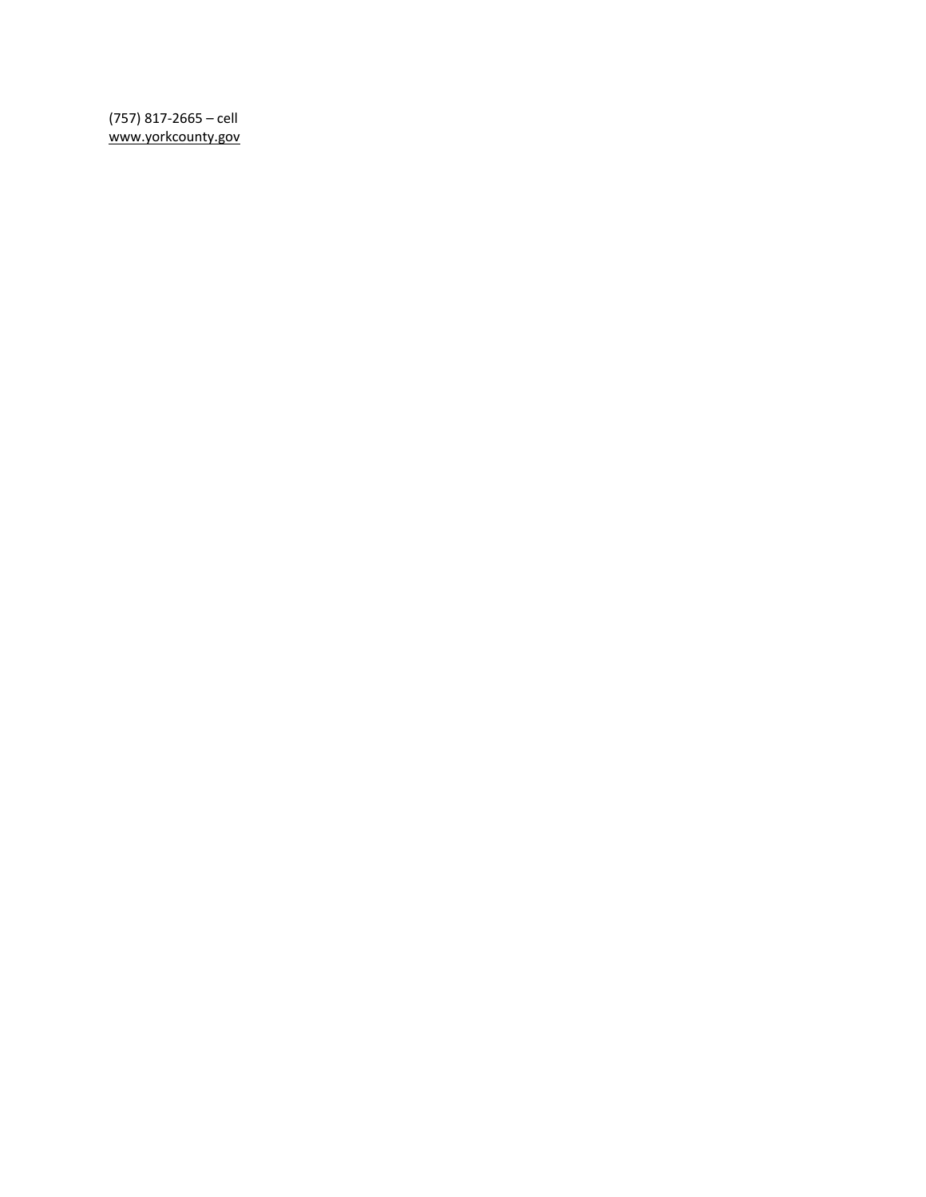(757) 817-2665 – cell
www.yorkcounty.gov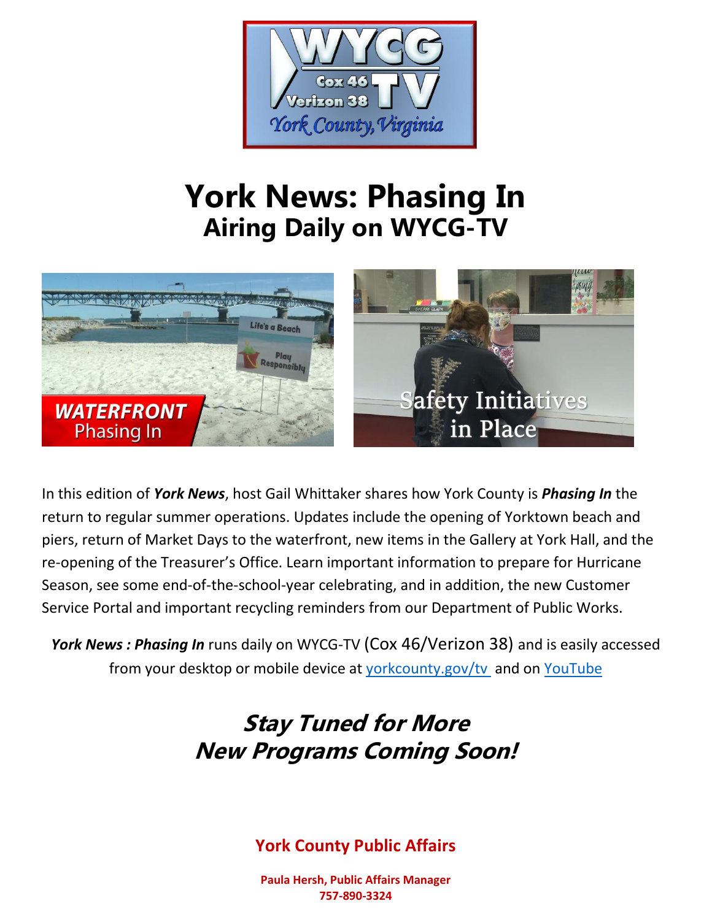# York News: Phasing In

## Airing Daily on WYCG-TV

In this edition of ***York News***, host Gail Whittaker shares how York County is ***Phasing In*** the return to regular summer operations. Updates include the opening of Yorktown beach and piers, return of Market Days to the waterfront, new items in the Gallery at York Hall, and the re-opening of the Treasurer's Office. Learn important information to prepare for Hurricane Season, see some end-of-the-school-year celebrating, and in addition, the new Customer Service Portal and important recycling reminders from our Department of Public Works.

***York News : Phasing In*** runs daily on WYCG-TV (Cox 46/Verizon 38) and is easily accessed from your desktop or mobile device at yorkcounty.gov/tv and on YouTube

## *Stay Tuned for More New Programs Coming Soon!*

**York County Public Affairs**

**Paula Hersh, Public Affairs Manager**
**757-890-3324**